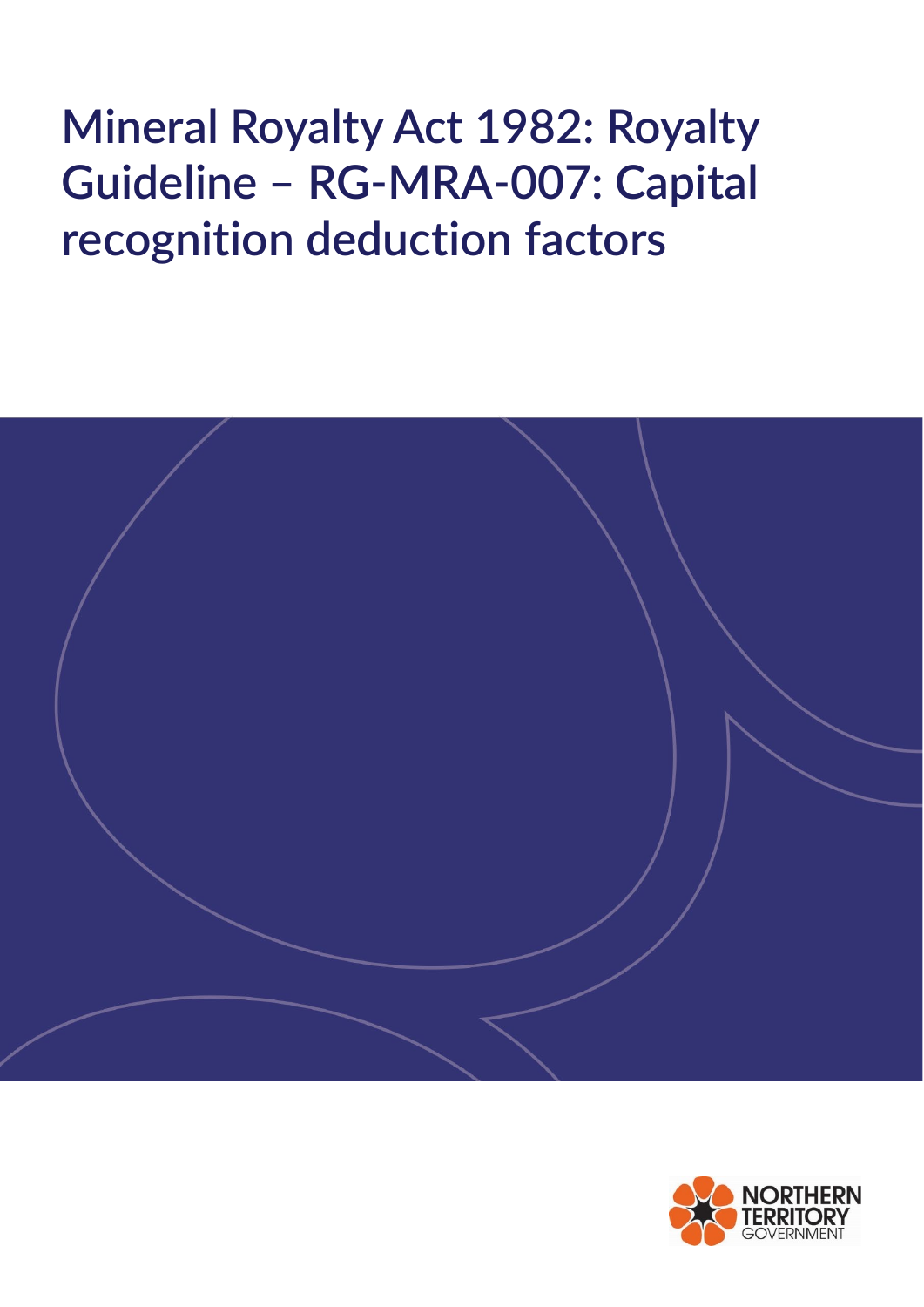# Mineral Royalty Act 1982: Royalty Guideline – RG-MRA-007: Capital recognition deduction factors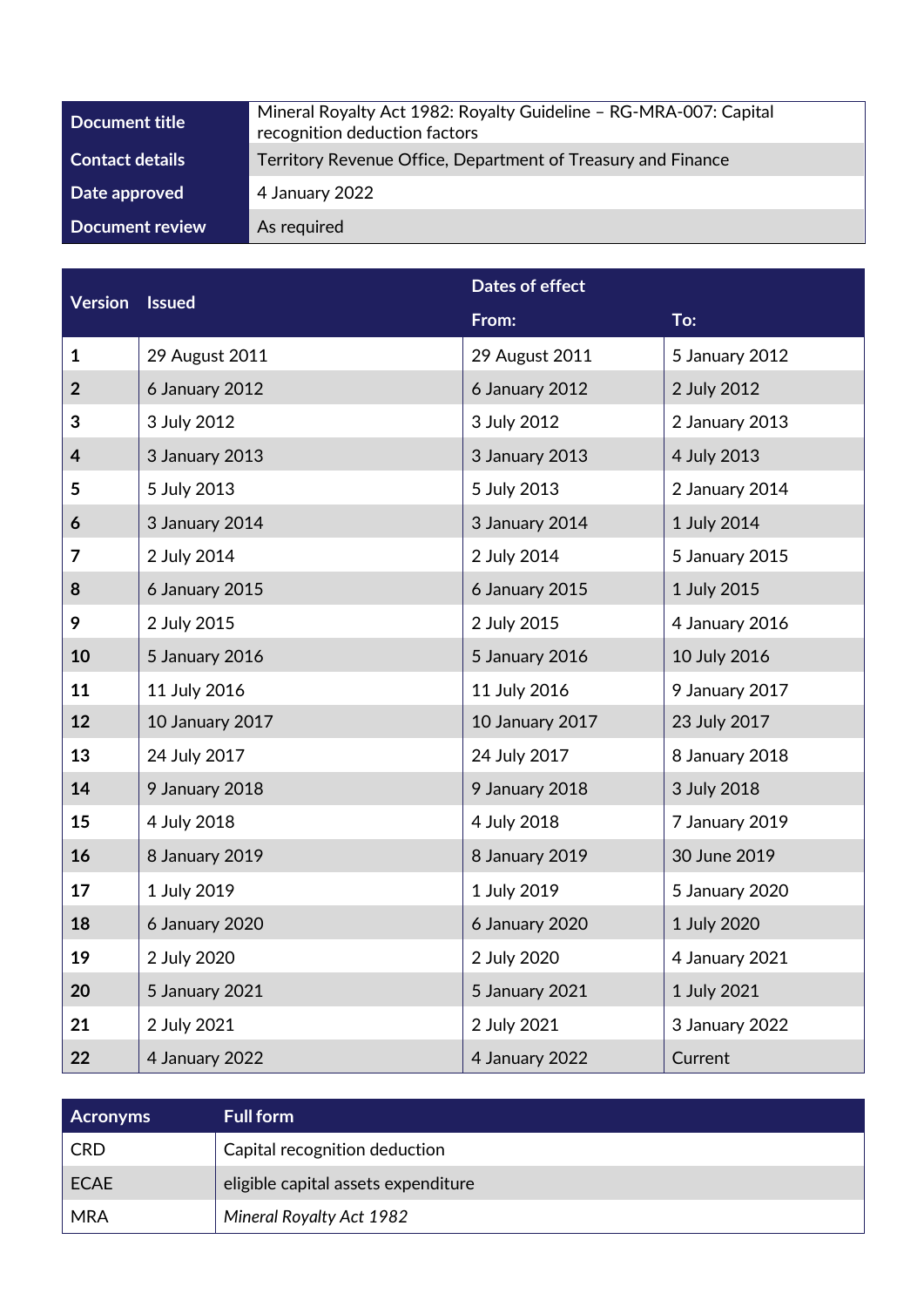| Document title | Mineral Royalty Act 1982: Royalty Guideline – RG-MRA-007: Capital recognition deduction factors |
| --- | --- |
| Contact details | Territory Revenue Office, Department of Treasury and Finance |
| Date approved | 4 January 2022 |
| Document review | As required |

| Version | Issued | Dates of effect | |
| --- | --- | --- | --- |
| | | From: | To: |
| 1 | 29 August 2011 | 29 August 2011 | 5 January 2012 |
| 2 | 6 January 2012 | 6 January 2012 | 2 July 2012 |
| 3 | 3 July 2012 | 3 July 2012 | 2 January 2013 |
| 4 | 3 January 2013 | 3 January 2013 | 4 July 2013 |
| 5 | 5 July 2013 | 5 July 2013 | 2 January 2014 |
| 6 | 3 January 2014 | 3 January 2014 | 1 July 2014 |
| 7 | 2 July 2014 | 2 July 2014 | 5 January 2015 |
| 8 | 6 January 2015 | 6 January 2015 | 1 July 2015 |
| 9 | 2 July 2015 | 2 July 2015 | 4 January 2016 |
| 10 | 5 January 2016 | 5 January 2016 | 10 July 2016 |
| 11 | 11 July 2016 | 11 July 2016 | 9 January 2017 |
| 12 | 10 January 2017 | 10 January 2017 | 23 July 2017 |
| 13 | 24 July 2017 | 24 July 2017 | 8 January 2018 |
| 14 | 9 January 2018 | 9 January 2018 | 3 July 2018 |
| 15 | 4 July 2018 | 4 July 2018 | 7 January 2019 |
| 16 | 8 January 2019 | 8 January 2019 | 30 June 2019 |
| 17 | 1 July 2019 | 1 July 2019 | 5 January 2020 |
| 18 | 6 January 2020 | 6 January 2020 | 1 July 2020 |
| 19 | 2 July 2020 | 2 July 2020 | 4 January 2021 |
| 20 | 5 January 2021 | 5 January 2021 | 1 July 2021 |
| 21 | 2 July 2021 | 2 July 2021 | 3 January 2022 |
| 22 | 4 January 2022 | 4 January 2022 | Current |

| Acronyms | Full form |
| --- | --- |
| CRD | Capital recognition deduction |
| ECAE | eligible capital assets expenditure |
| MRA | *Mineral Royalty Act 1982* |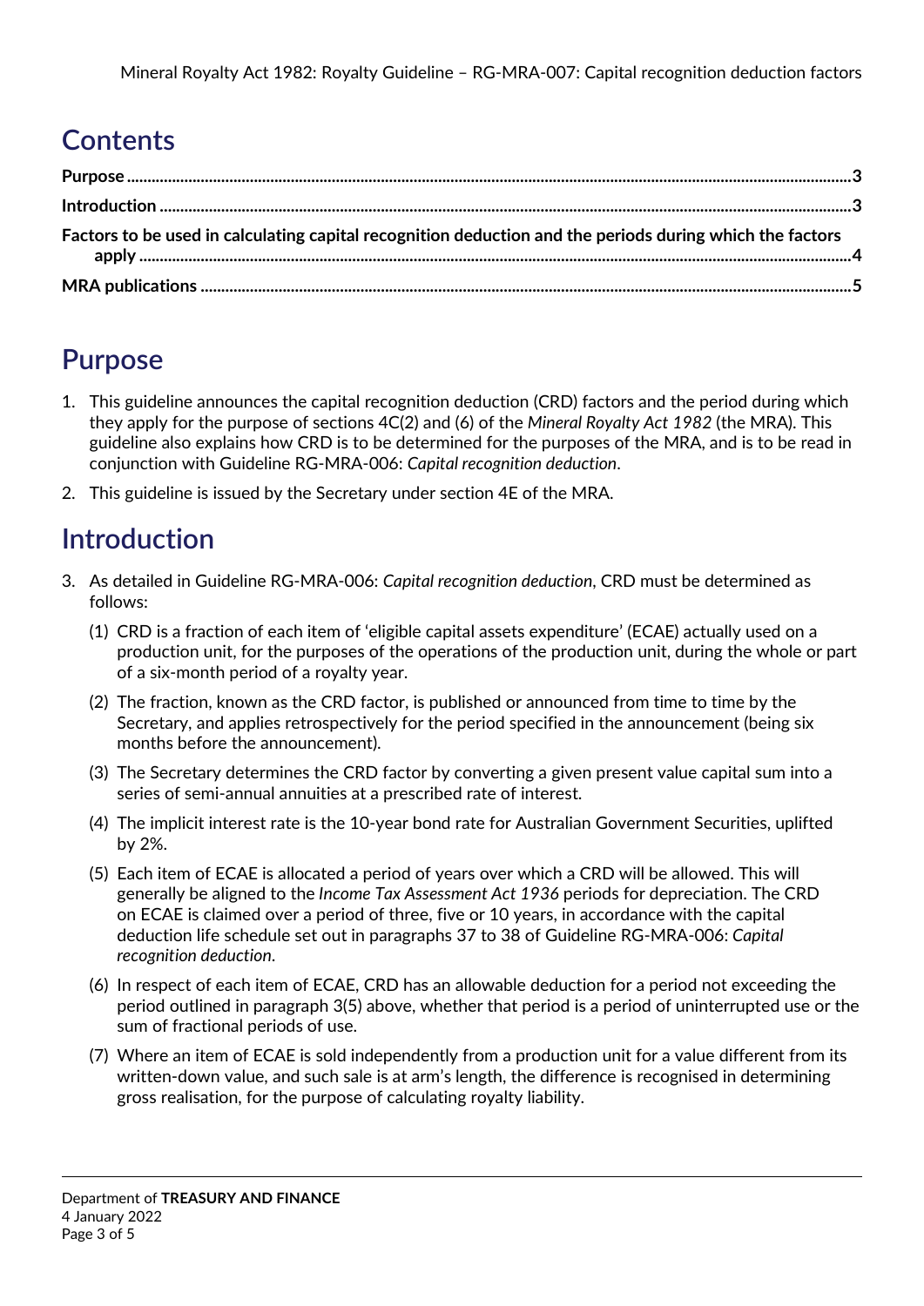# Contents

**Purpose** ..... 3

**Introduction** ..... 3

**Factors to be used in calculating capital recognition deduction and the periods during which the factors apply** ..... 4

**MRA publications** ..... 5

# Purpose

1. This guideline announces the capital recognition deduction (CRD) factors and the period during which they apply for the purpose of sections 4C(2) and (6) of the *Mineral Royalty Act 1982* (the MRA). This guideline also explains how CRD is to be determined for the purposes of the MRA, and is to be read in conjunction with Guideline RG-MRA-006: *Capital recognition deduction*.
2. This guideline is issued by the Secretary under section 4E of the MRA.

# Introduction

3. As detailed in Guideline RG-MRA-006: *Capital recognition deduction*, CRD must be determined as follows:
   (1) CRD is a fraction of each item of 'eligible capital assets expenditure' (ECAE) actually used on a production unit, for the purposes of the operations of the production unit, during the whole or part of a six-month period of a royalty year.
   (2) The fraction, known as the CRD factor, is published or announced from time to time by the Secretary, and applies retrospectively for the period specified in the announcement (being six months before the announcement).
   (3) The Secretary determines the CRD factor by converting a given present value capital sum into a series of semi-annual annuities at a prescribed rate of interest.
   (4) The implicit interest rate is the 10-year bond rate for Australian Government Securities, uplifted by 2%.
   (5) Each item of ECAE is allocated a period of years over which a CRD will be allowed. This will generally be aligned to the *Income Tax Assessment Act 1936* periods for depreciation. The CRD on ECAE is claimed over a period of three, five or 10 years, in accordance with the capital deduction life schedule set out in paragraphs 37 to 38 of Guideline RG-MRA-006: *Capital recognition deduction*.
   (6) In respect of each item of ECAE, CRD has an allowable deduction for a period not exceeding the period outlined in paragraph 3(5) above, whether that period is a period of uninterrupted use or the sum of fractional periods of use.
   (7) Where an item of ECAE is sold independently from a production unit for a value different from its written-down value, and such sale is at arm's length, the difference is recognised in determining gross realisation, for the purpose of calculating royalty liability.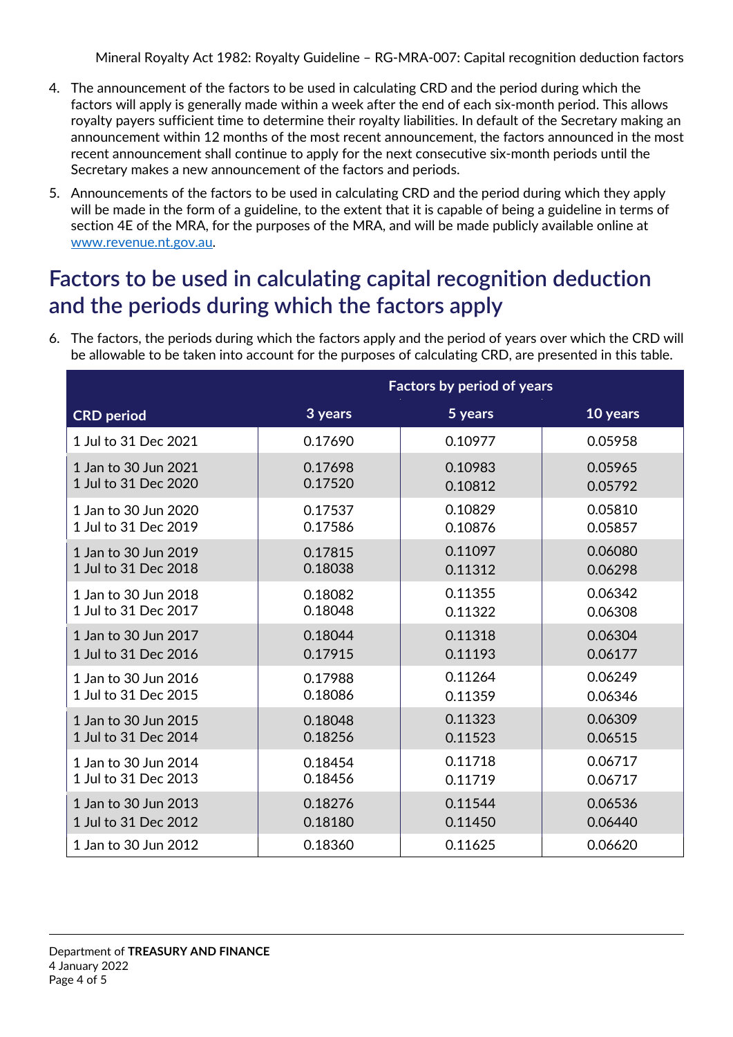4. The announcement of the factors to be used in calculating CRD and the period during which the factors will apply is generally made within a week after the end of each six-month period. This allows royalty payers sufficient time to determine their royalty liabilities. In default of the Secretary making an announcement within 12 months of the most recent announcement, the factors announced in the most recent announcement shall continue to apply for the next consecutive six-month periods until the Secretary makes a new announcement of the factors and periods.
5. Announcements of the factors to be used in calculating CRD and the period during which they apply will be made in the form of a guideline, to the extent that it is capable of being a guideline in terms of section 4E of the MRA, for the purposes of the MRA, and will be made publicly available online at www.revenue.nt.gov.au.

## Factors to be used in calculating capital recognition deduction and the periods during which the factors apply

6. The factors, the periods during which the factors apply and the period of years over which the CRD will be allowable to be taken into account for the purposes of calculating CRD, are presented in this table.

| | Factors by period of years | | |
|---|---|---|---|
| **CRD period** | **3 years** | **5 years** | **10 years** |
| 1 Jul to 31 Dec 2021 | 0.17690 | 0.10977 | 0.05958 |
| 1 Jan to 30 Jun 2021 | 0.17698 | 0.10983 | 0.05965 |
| 1 Jul to 31 Dec 2020 | 0.17520 | 0.10812 | 0.05792 |
| 1 Jan to 30 Jun 2020 | 0.17537 | 0.10829 | 0.05810 |
| 1 Jul to 31 Dec 2019 | 0.17586 | 0.10876 | 0.05857 |
| 1 Jan to 30 Jun 2019 | 0.17815 | 0.11097 | 0.06080 |
| 1 Jul to 31 Dec 2018 | 0.18038 | 0.11312 | 0.06298 |
| 1 Jan to 30 Jun 2018 | 0.18082 | 0.11355 | 0.06342 |
| 1 Jul to 31 Dec 2017 | 0.18048 | 0.11322 | 0.06308 |
| 1 Jan to 30 Jun 2017 | 0.18044 | 0.11318 | 0.06304 |
| 1 Jul to 31 Dec 2016 | 0.17915 | 0.11193 | 0.06177 |
| 1 Jan to 30 Jun 2016 | 0.17988 | 0.11264 | 0.06249 |
| 1 Jul to 31 Dec 2015 | 0.18086 | 0.11359 | 0.06346 |
| 1 Jan to 30 Jun 2015 | 0.18048 | 0.11323 | 0.06309 |
| 1 Jul to 31 Dec 2014 | 0.18256 | 0.11523 | 0.06515 |
| 1 Jan to 30 Jun 2014 | 0.18454 | 0.11718 | 0.06717 |
| 1 Jul to 31 Dec 2013 | 0.18456 | 0.11719 | 0.06717 |
| 1 Jan to 30 Jun 2013 | 0.18276 | 0.11544 | 0.06536 |
| 1 Jul to 31 Dec 2012 | 0.18180 | 0.11450 | 0.06440 |
| 1 Jan to 30 Jun 2012 | 0.18360 | 0.11625 | 0.06620 |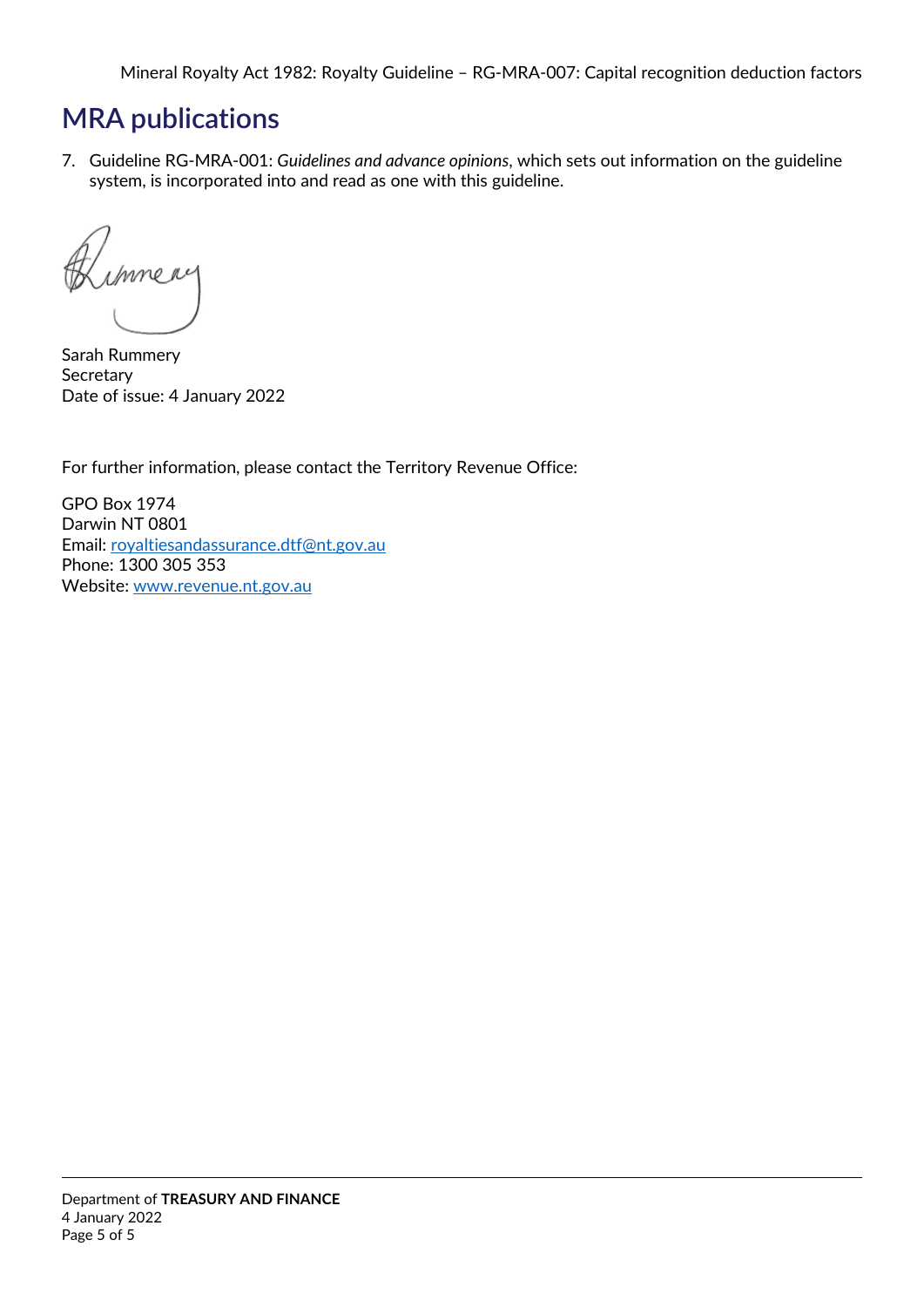## MRA publications

7. Guideline RG-MRA-001: *Guidelines and advance opinions*, which sets out information on the guideline system, is incorporated into and read as one with this guideline.

Sarah Rummery
Secretary
Date of issue: 4 January 2022

For further information, please contact the Territory Revenue Office:

GPO Box 1974
Darwin NT 0801
Email: royaltiesandassurance.dtf@nt.gov.au
Phone: 1300 305 353
Website: www.revenue.nt.gov.au